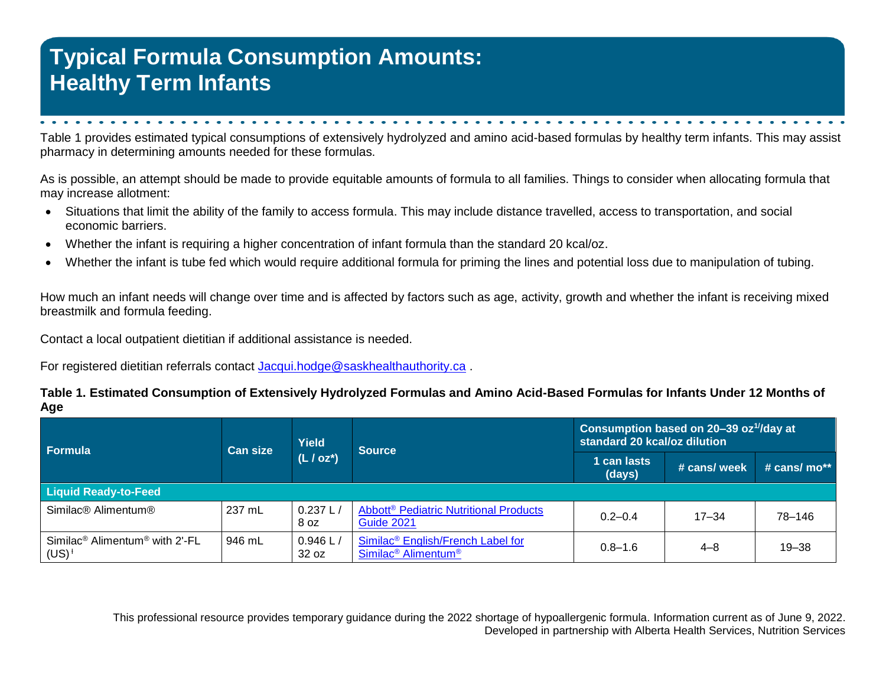# Typical Formula Consumption Amounts: Healthy Term Infants

Table 1 provides estimated typical consumptions of extensively hydrolyzed and amino acid-based formulas by healthy term infants. This may assist pharmacy in determining amounts needed for these formulas.

As is possible, an attempt should be made to provide equitable amounts of formula to all families. Things to consider when allocating formula that may increase allotment:

- Situations that limit the ability of the family to access formula. This may include distance travelled, access to transportation, and social economic barriers.
- Whether the infant is requiring a higher concentration of infant formula than the standard 20 kcal/oz.
- Whether the infant is tube fed which would require additional formula for priming the lines and potential loss due to manipulation of tubing.

How much an infant needs will change over time and is affected by factors such as age, activity, growth and whether the infant is receiving mixed breastmilk and formula feeding.

Contact a local outpatient dietitian if additional assistance is needed.

For registered dietitian referrals contact [Jacqui.hodge@saskhealthauthority.ca](mailto:Jacqui.hodge@saskhealthauthority.ca) .

**Table 1. Estimated Consumption of Extensively Hydrolyzed Formulas and Amino Acid-Based Formulas for Infants Under 12 Months of Age**

| Formula | Can size | Yield (L / oz*) | Source | Consumption based on 20–39 oz[1]/day at standard 20 kcal/oz dilution | | |
|---|---|---|---|---|---|---|
| | | | | 1 can lasts (days) | # cans/ week | # cans/ mo** |
| **Liquid Ready-to-Feed** | | | | | | |
| Similac® Alimentum® | 237 mL | 0.237 L / 8 oz | Abbott® Pediatric Nutritional Products Guide 2021 | 0.2–0.4 | 17–34 | 78–146 |
| Similac® Alimentum® with 2'-FL (US)ǂ | 946 mL | 0.946 L / 32 oz | Similac® English/French Label for Similac® Alimentum® | 0.8–1.6 | 4–8 | 19–38 |

This professional resource provides temporary guidance during the 2022 shortage of hypoallergenic formula. Information current as of June 9, 2022. Developed in partnership with Alberta Health Services, Nutrition Services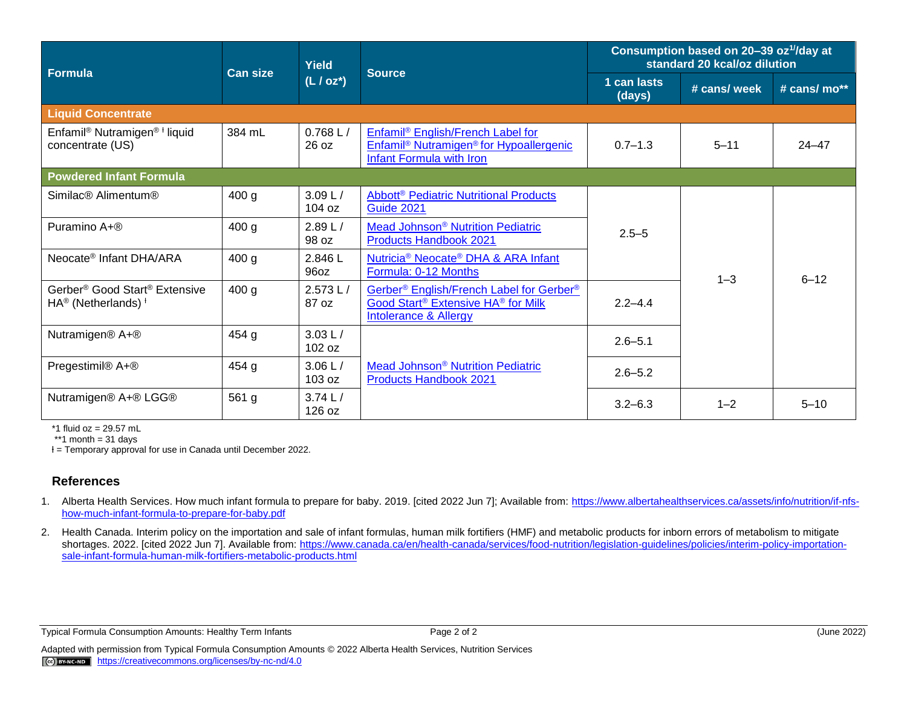| Formula | Can size | Yield (L / oz*) | Source | Consumption based on 20–39 oz[1]/day at standard 20 kcal/oz dilution | | |
|---|---|---|---|---|---|---|
| | | | | 1 can lasts (days) | # cans/ week | # cans/ mo** |
| **Liquid Concentrate** | | | | | | |
| Enfamil® Nutramigen® ᵻ liquid concentrate (US) | 384 mL | 0.768 L / 26 oz | [Enfamil® English/French Label for Enfamil® Nutramigen® for Hypoallergenic Infant Formula with Iron]() | 0.7–1.3 | 5–11 | 24–47 |
| **Powdered Infant Formula** | | | | | | |
| Similac® Alimentum® | 400 g | 3.09 L / 104 oz | [Abbott® Pediatric Nutritional Products Guide 2021]() | 2.5–5 | 1–3 | 6–12 |
| Puramino A+® | 400 g | 2.89 L / 98 oz | [Mead Johnson® Nutrition Pediatric Products Handbook 2021]() | 2.5–5 | 1–3 | 6–12 |
| Neocate® Infant DHA/ARA | 400 g | 2.846 L 96oz | [Nutricia® Neocate® DHA & ARA Infant Formula: 0-12 Months]() | 2.5–5 | 1–3 | 6–12 |
| Gerber® Good Start® Extensive HA® (Netherlands) ᵻ | 400 g | 2.573 L / 87 oz | [Gerber® English/French Label for Gerber® Good Start® Extensive HA® for Milk Intolerance & Allergy]() | 2.2–4.4 | 1–3 | 6–12 |
| Nutramigen® A+® | 454 g | 3.03 L / 102 oz | [Mead Johnson® Nutrition Pediatric Products Handbook 2021]() | 2.6–5.1 | 1–3 | 6–12 |
| Pregestimil® A+® | 454 g | 3.06 L / 103 oz | [Mead Johnson® Nutrition Pediatric Products Handbook 2021]() | 2.6–5.2 | 1–3 | 6–12 |
| Nutramigen® A+® LGG® | 561 g | 3.74 L / 126 oz | [Mead Johnson® Nutrition Pediatric Products Handbook 2021]() | 3.2–6.3 | 1–2 | 5–10 |

*1 fluid oz = 29.57 mL
**1 month = 31 days
ᵻ = Temporary approval for use in Canada until December 2022.

## References

1. Alberta Health Services. How much infant formula to prepare for baby. 2019. [cited 2022 Jun 7]; Available from: https://www.albertahealthservices.ca/assets/info/nutrition/if-nfs-how-much-infant-formula-to-prepare-for-baby.pdf
2. Health Canada. Interim policy on the importation and sale of infant formulas, human milk fortifiers (HMF) and metabolic products for inborn errors of metabolism to mitigate shortages. 2022. [cited 2022 Jun 7]. Available from: https://www.canada.ca/en/health-canada/services/food-nutrition/legislation-guidelines/policies/interim-policy-importation-sale-infant-formula-human-milk-fortifiers-metabolic-products.html

Adapted with permission from Typical Formula Consumption Amounts © 2022 Alberta Health Services, Nutrition Services
https://creativecommons.org/licenses/by-nc-nd/4.0